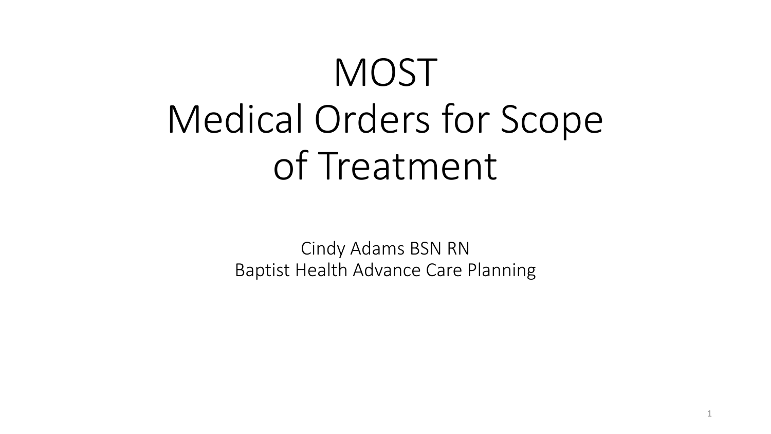# MOST
# Medical Orders for Scope of Treatment

Cindy Adams BSN RN
Baptist Health Advance Care Planning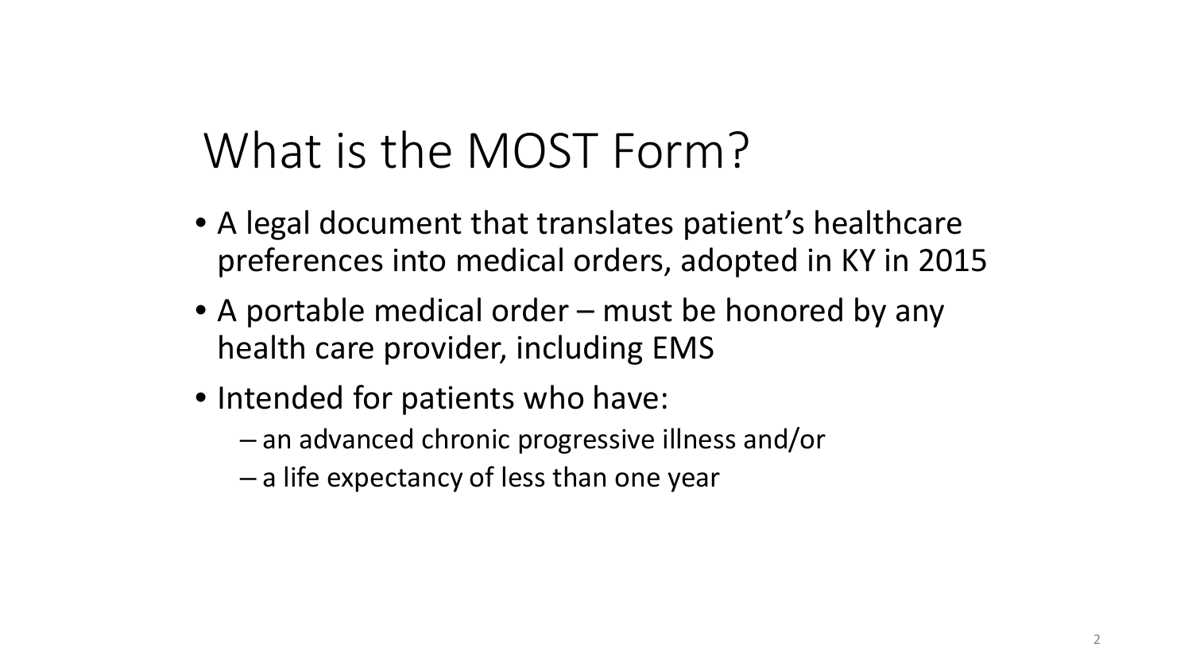# What is the MOST Form?

- A legal document that translates patient's healthcare preferences into medical orders, adopted in KY in 2015
- A portable medical order – must be honored by any health care provider, including EMS
- Intended for patients who have:
  - an advanced chronic progressive illness and/or
  - a life expectancy of less than one year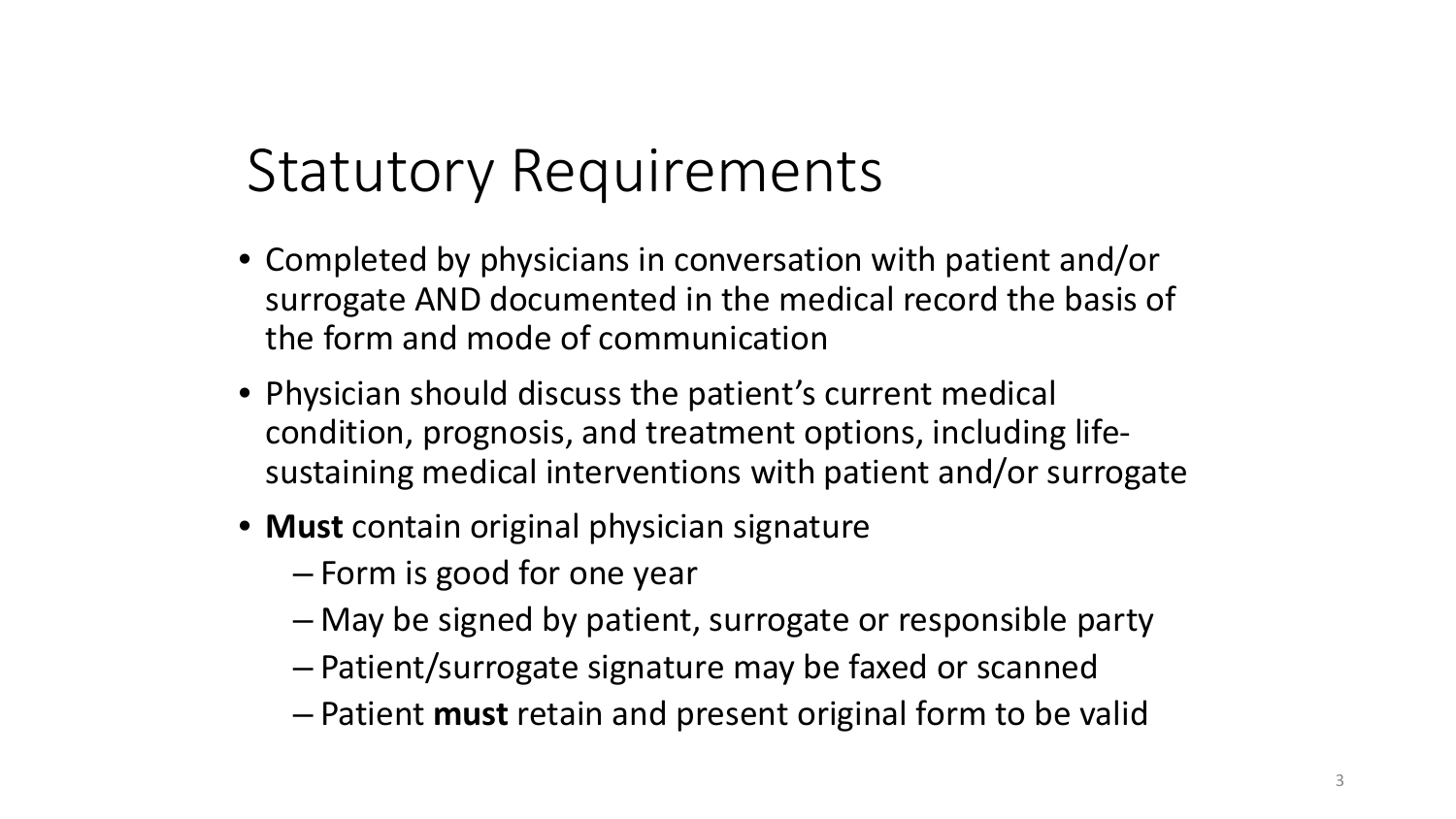# Statutory Requirements

- Completed by physicians in conversation with patient and/or surrogate AND documented in the medical record the basis of the form and mode of communication
- Physician should discuss the patient's current medical condition, prognosis, and treatment options, including life-sustaining medical interventions with patient and/or surrogate
- **Must** contain original physician signature
  - Form is good for one year
  - May be signed by patient, surrogate or responsible party
  - Patient/surrogate signature may be faxed or scanned
  - Patient **must** retain and present original form to be valid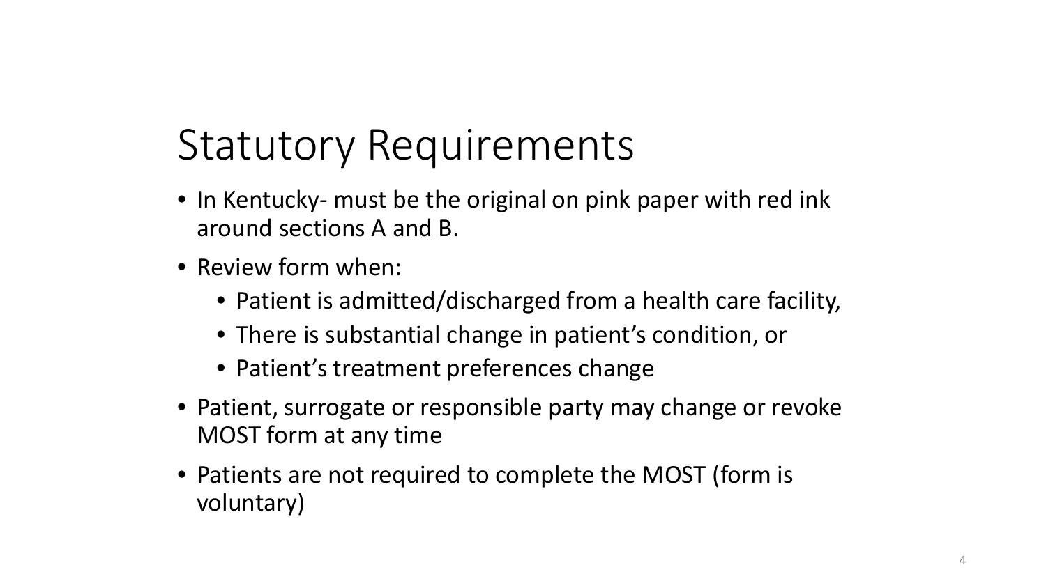# Statutory Requirements

- In Kentucky- must be the original on pink paper with red ink around sections A and B.
- Review form when:
  - Patient is admitted/discharged from a health care facility,
  - There is substantial change in patient's condition, or
  - Patient's treatment preferences change
- Patient, surrogate or responsible party may change or revoke MOST form at any time
- Patients are not required to complete the MOST (form is voluntary)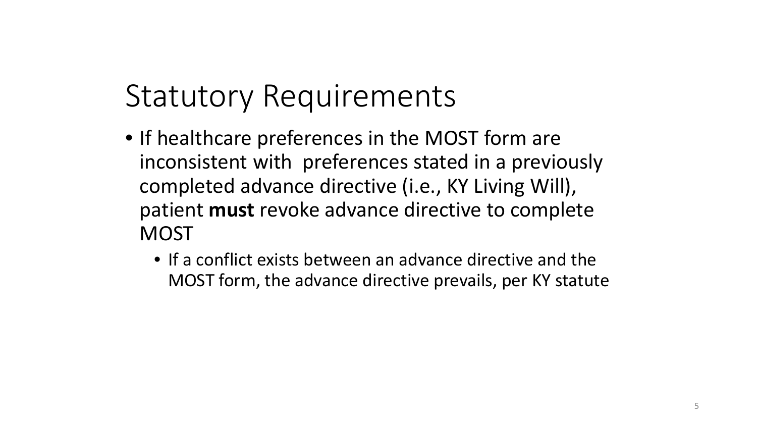# Statutory Requirements

- If healthcare preferences in the MOST form are inconsistent with preferences stated in a previously completed advance directive (i.e., KY Living Will), patient **must** revoke advance directive to complete MOST
  - If a conflict exists between an advance directive and the MOST form, the advance directive prevails, per KY statute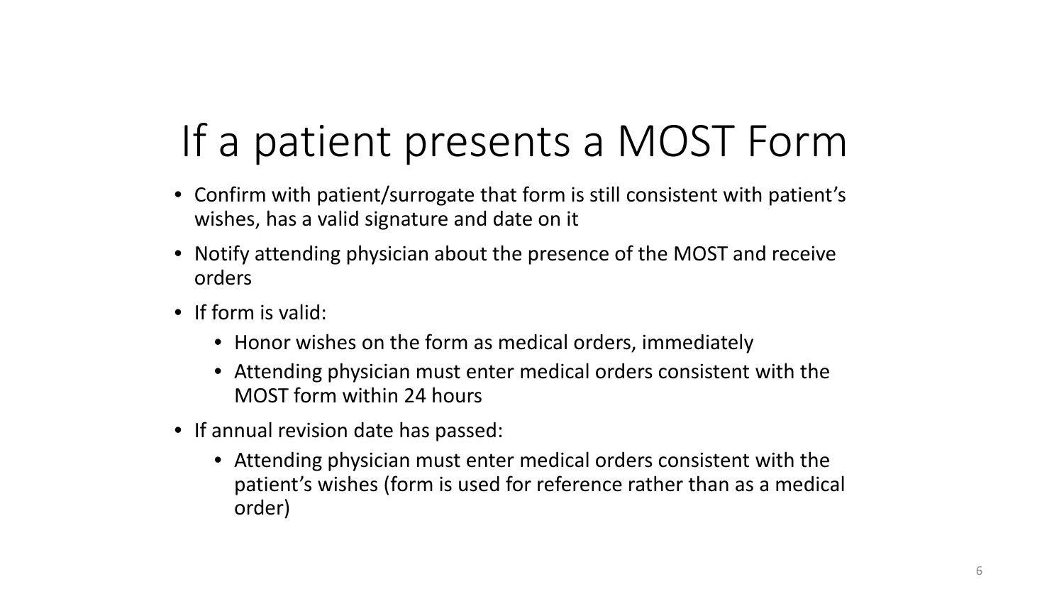# If a patient presents a MOST Form

- Confirm with patient/surrogate that form is still consistent with patient's wishes, has a valid signature and date on it
- Notify attending physician about the presence of the MOST and receive orders
- If form is valid:
  - Honor wishes on the form as medical orders, immediately
  - Attending physician must enter medical orders consistent with the MOST form within 24 hours
- If annual revision date has passed:
  - Attending physician must enter medical orders consistent with the patient's wishes (form is used for reference rather than as a medical order)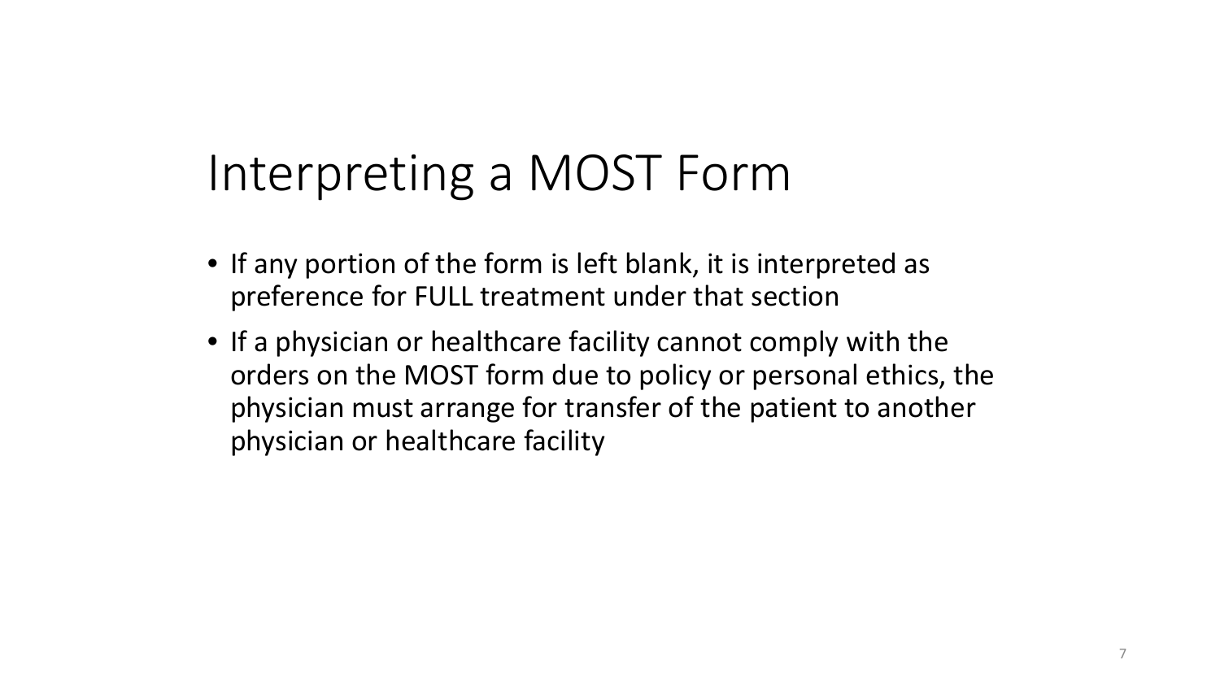# Interpreting a MOST Form

- If any portion of the form is left blank, it is interpreted as preference for FULL treatment under that section
- If a physician or healthcare facility cannot comply with the orders on the MOST form due to policy or personal ethics, the physician must arrange for transfer of the patient to another physician or healthcare facility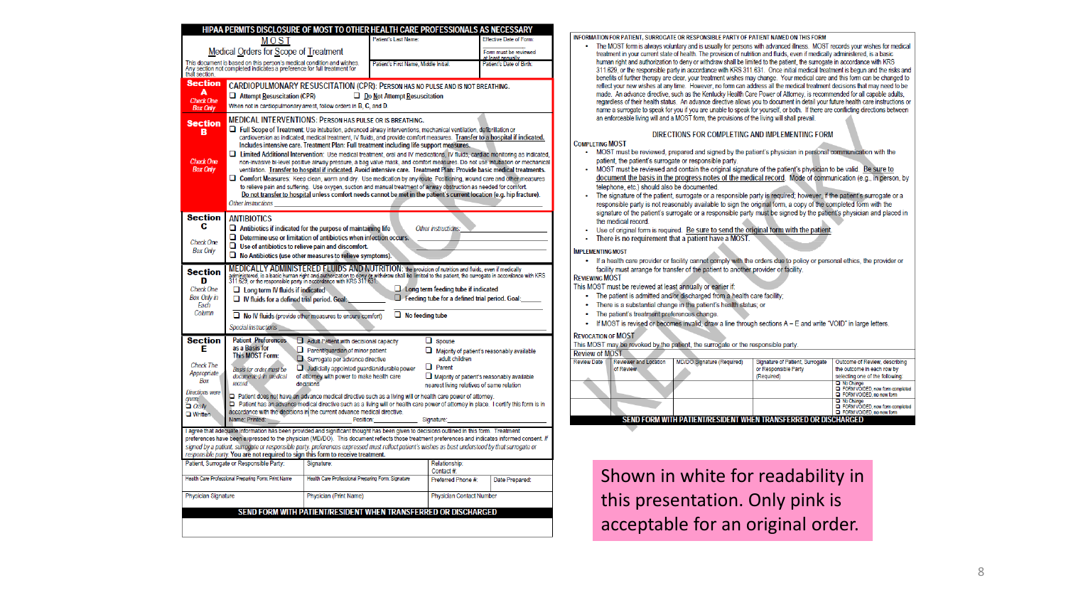**HIPAA PERMITS DISCLOSURE OF MOST TO OTHER HEALTH CARE PROFESSIONALS AS NECESSARY**

# MOST

## Medical Orders for Scope of Treatment

This document is based on this person's medical condition and wishes. Any section not completed indicates a preference for full treatment for that section.

| Patient's Last Name: | Effective Date of Form: |
|---|---|
| Patient's First Name, Middle Initial: | Form must be reviewed at least annually. Patient's Date of Birth: |

**Section A** — *Check One Box Only*

**CARDIOPULMONARY RESUSCITATION (CPR):** PERSON HAS NO PULSE AND IS NOT BREATHING.

- ☐ Attempt Resuscitation (CPR)
- ☐ Do Not Attempt Resuscitation

When not in cardiopulmonary arrest, follow orders in B, C, and D.

**Section B** — *Check One Box Only*

**MEDICAL INTERVENTIONS:** PERSON HAS PULSE OR IS BREATHING.

- ☐ **Full Scope of Treatment:** Use intubation, advanced airway interventions, mechanical ventilation, defibrillation or cardioversion as indicated, medical treatment, IV fluids, and provide comfort measures. Transfer to a hospital if indicated. Includes intensive care. Treatment Plan: Full treatment including life support measures.
- ☐ **Limited Additional Intervention:** Use medical treatment, oral and IV medications, IV fluids, cardiac monitoring as indicated, non-invasive bi-level positive airway pressure, a bag valve mask, and comfort measures. Do not use intubation or mechanical ventilation. Transfer to hospital if indicated. Avoid intensive care. Treatment Plan: Provide basic medical treatments.
- ☐ **Comfort Measures:** Keep clean, warm and dry. Use medication by any route. Positioning, wound care and other measures to relieve pain and suffering. Use oxygen, suction and manual treatment of airway obstruction as needed for comfort. Do not transfer to hospital unless comfort needs cannot be met in the patient's current location (e.g. hip fracture).

*Other Instructions*

**Section C** — *Check One Box Only*

**ANTIBIOTICS**

- ☐ Antibiotics if indicated for the purpose of maintaining life
- ☐ Determine use or limitation of antibiotics when infection occurs.
- ☐ Use of antibiotics to relieve pain and discomfort.
- ☐ No Antibiotics (use other measures to relieve symptoms).

*Other instructions:*

**Section D** — *Check One Box Only in Each Column*

**MEDICALLY ADMINISTERED FLUIDS AND NUTRITION:** The provision of nutrition and fluids, even if medically administered, is a basic human right and authorization to deny or withdraw shall be limited to the patient, the surrogate in accordance with KRS 311.629, or the responsible party in accordance with KRS 311.631.

- ☐ Long term IV fluids if indicated
- ☐ IV fluids for a defined trial period. Goal:
- ☐ No IV fluids (provide other measures to ensure comfort)
- ☐ Long term feeding tube if indicated
- ☐ Feeding tube for a defined trial period. Goal:
- ☐ No feeding tube

*Special Instructions*

**Section E** — *Check The Appropriate Box*

*Directions were given:* ☐ Orally ☐ Written

Patient Preferences as a Basis for This MOST Form:

*Basis for order must be documented in medical record.*

- ☐ Adult Patient with decisional capacity
- ☐ Parent/guardian of minor patient
- ☐ Surrogate per advance directive
- ☐ Judicially appointed guardian/durable power of attorney with power to make health care decisions
- ☐ Spouse
- ☐ Majority of patient's reasonably available adult children
- ☐ Parent
- ☐ Majority of patient's reasonably available nearest living relatives of same relation

- ☐ Patient does not have an advance medical directive such as a living will or health care power of attorney.
- ☐ Patient has an advance medical directive such as a living will or health care power of attorney in place. I certify this form is in accordance with the decisions in the current advance medical directive.

Name: Printed: Position: Signature:

I agree that adequate information has been provided and significant thought has been given to decisions outlined in this form. Treatment preferences have been expressed to the physician (MD/DO). This document reflects those treatment preferences and indicates informed consent. *If signed by a patient, surrogate or responsible party, preferences expressed must reflect patient's wishes as best understood by that surrogate or responsible party.* You are not required to sign this form to receive treatment.

| Patient, Surrogate or Responsible Party: | Signature: | Relationship: Contact #: |
|---|---|---|
| Health Care Professional Preparing Form: Print Name | Health Care Professional Preparing Form: Signature | Preferred Phone #: / Date Prepared: |
| Physician Signature | Physician (Print Name) | Physician Contact Number |

**SEND FORM WITH PATIENT/RESIDENT WHEN TRANSFERRED OR DISCHARGED**

---

**INFORMATION FOR PATIENT, SURROGATE OR RESPONSIBLE PARTY OF PATIENT NAMED ON THIS FORM**

- The MOST form is always voluntary and is usually for persons with advanced illness. MOST records your wishes for medical treatment in your current state of health. The provision of nutrition and fluids, even if medically administered, is a basic human right and authorization to deny or withdraw shall be limited to the patient, the surrogate in accordance with KRS 311.629, or the responsible party in accordance with KRS 311.631. Once initial medical treatment is begun and the risks and benefits of further therapy are clear, your treatment wishes may change. Your medical care and this form can be changed to reflect your new wishes at any time. However, no form can address all the medical treatment decisions that may need to be made. An advance directive, such as the Kentucky Health Care Power of Attorney, is recommended for all capable adults, regardless of their health status. An advance directive allows you to document in detail your future health care instructions or name a surrogate to speak for you if you are unable to speak for yourself, or both. If there are conflicting directions between an enforceable living will and a MOST form, the provisions of the living will shall prevail.

**DIRECTIONS FOR COMPLETING AND IMPLEMENTING FORM**

**COMPLETING MOST**

- MOST must be reviewed, prepared and signed by the patient's physician in personal communication with the patient, the patient's surrogate or responsible party.
- MOST must be reviewed and contain the original signature of the patient's physician to be valid. Be sure to document the basis in the progress notes of the medical record. Mode of communication (e.g., in person, by telephone, etc.) should also be documented.
- The signature of the patient, surrogate or a responsible party is required; however, if the patient's surrogate or a responsible party is not reasonably available to sign the original form, a copy of the completed form with the signature of the patient's surrogate or a responsible party must be signed by the patient's physician and placed in the medical record.
- Use of original form is required. Be sure to send the original form with the patient.
- There is no requirement that a patient have a MOST.

**IMPLEMENTING MOST**

- If a health care provider or facility cannot comply with the orders due to policy or personal ethics, the provider or facility must arrange for transfer of the patient to another provider or facility.

**REVIEWING MOST**

This MOST must be reviewed at least annually or earlier if:

- The patient is admitted and/or discharged from a health care facility;
- There is a substantial change in the patient's health status; or
- The patient's treatment preferences change.
- If MOST is revised or becomes invalid, draw a line through sections A – E and write "VOID" in large letters.

**REVOCATION OF MOST**

This MOST may be revoked by the patient, the surrogate or the responsible party.

**Review of MOST**

| Review Date | Reviewer and Location of Review | MD/DO Signature (Required) | Signature of Patient, Surrogate or Responsible Party (Required) | Outcome of Review, describing the outcome in each row by selecting one of the following: |
|---|---|---|---|---|
| | | | | ☐ No Change ☐ FORM VOIDED, new form completed ☐ FORM VOIDED, no new form |
| | | | | ☐ No Change ☐ FORM VOIDED, new form completed ☐ FORM VOIDED, no new form |

**SEND FORM WITH PATIENT/RESIDENT WHEN TRANSFERRED OR DISCHARGED**

Shown in white for readability in this presentation. Only pink is acceptable for an original order.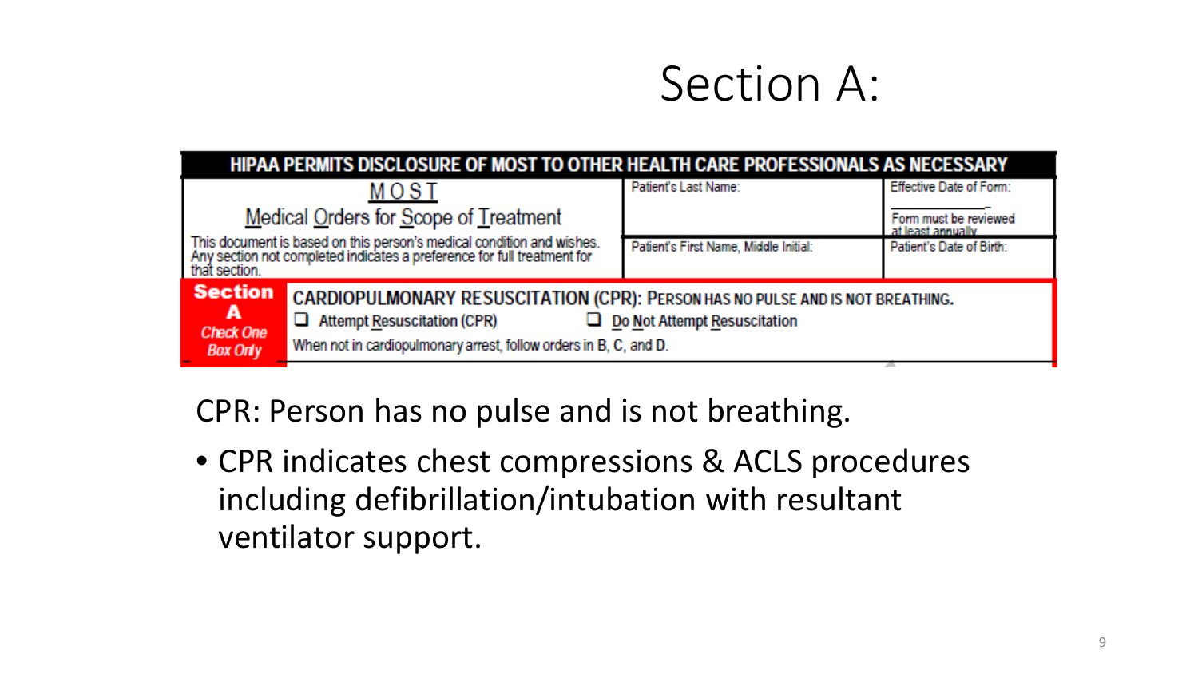# Section A:

| HIPAA PERMITS DISCLOSURE OF MOST TO OTHER HEALTH CARE PROFESSIONALS AS NECESSARY | | |
|---|---|---|
| **MOST** Medical Orders for Scope of Treatment | Patient's Last Name: | Effective Date of Form: ______ Form must be reviewed at least annually |
| This document is based on this person's medical condition and wishes. Any section not completed indicates a preference for full treatment for that section. | Patient's First Name, Middle Initial: | Patient's Date of Birth: |

| **Section A** *Check One Box Only* | **CARDIOPULMONARY RESUSCITATION (CPR): PERSON HAS NO PULSE AND IS NOT BREATHING.** ❑ Attempt Resuscitation (CPR) ❑ Do Not Attempt Resuscitation When not in cardiopulmonary arrest, follow orders in B, C, and D. |
|---|---|

CPR: Person has no pulse and is not breathing.

- CPR indicates chest compressions & ACLS procedures including defibrillation/intubation with resultant ventilator support.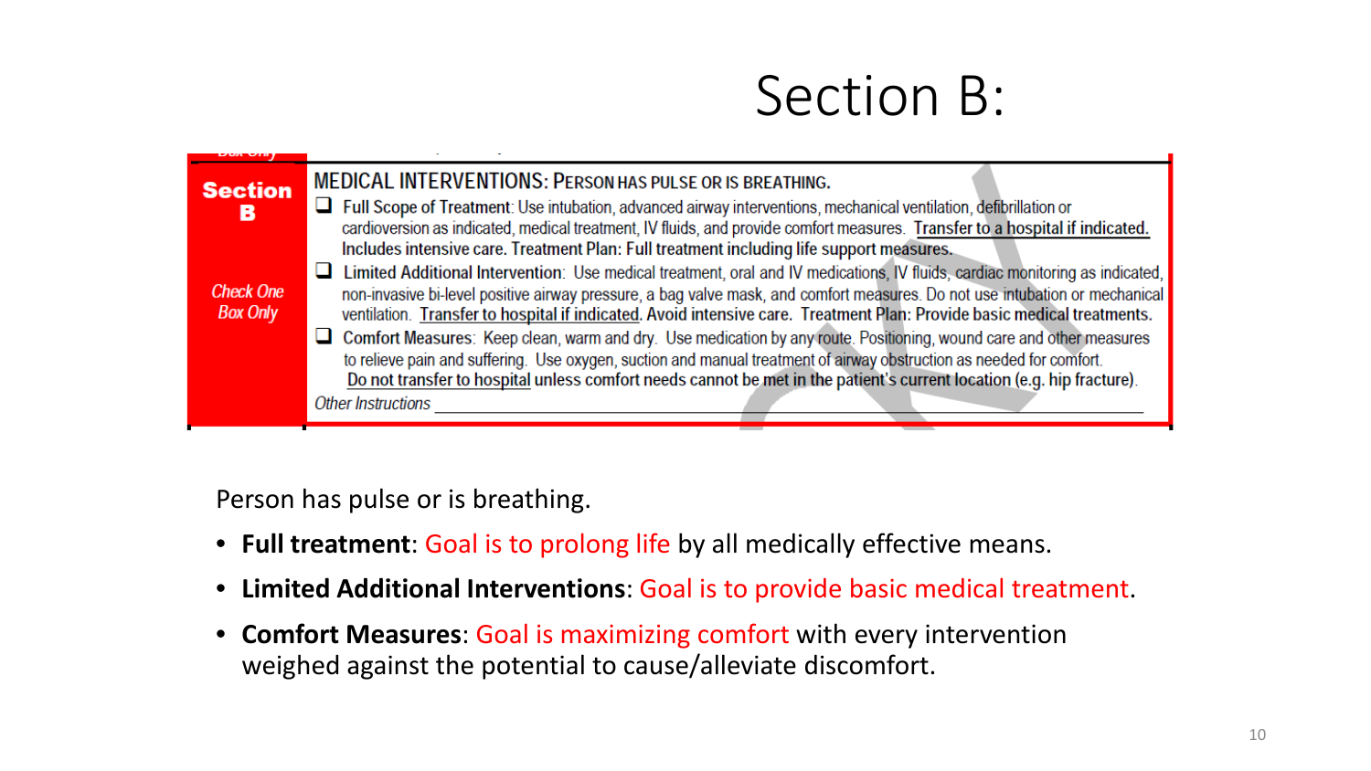# Section B:

| Section B *Check One Box Only* | MEDICAL INTERVENTIONS: PERSON HAS PULSE OR IS BREATHING. |
| --- | --- |
| | ❑ Full Scope of Treatment: Use intubation, advanced airway interventions, mechanical ventilation, defibrillation or cardioversion as indicated, medical treatment, IV fluids, and provide comfort measures. Transfer to a hospital if indicated. Includes intensive care. Treatment Plan: Full treatment including life support measures. |
| | ❑ Limited Additional Intervention: Use medical treatment, oral and IV medications, IV fluids, cardiac monitoring as indicated, non-invasive bi-level positive airway pressure, a bag valve mask, and comfort measures. Do not use intubation or mechanical ventilation. Transfer to hospital if indicated. Avoid intensive care. Treatment Plan: Provide basic medical treatments. |
| | ❑ Comfort Measures: Keep clean, warm and dry. Use medication by any route. Positioning, wound care and other measures to relieve pain and suffering. Use oxygen, suction and manual treatment of airway obstruction as needed for comfort. Do not transfer to hospital unless comfort needs cannot be met in the patient's current location (e.g. hip fracture). |
| | *Other Instructions* ___ |

Person has pulse or is breathing.

- **Full treatment**: Goal is to prolong life by all medically effective means.
- **Limited Additional Interventions**: Goal is to provide basic medical treatment.
- **Comfort Measures**: Goal is maximizing comfort with every intervention weighed against the potential to cause/alleviate discomfort.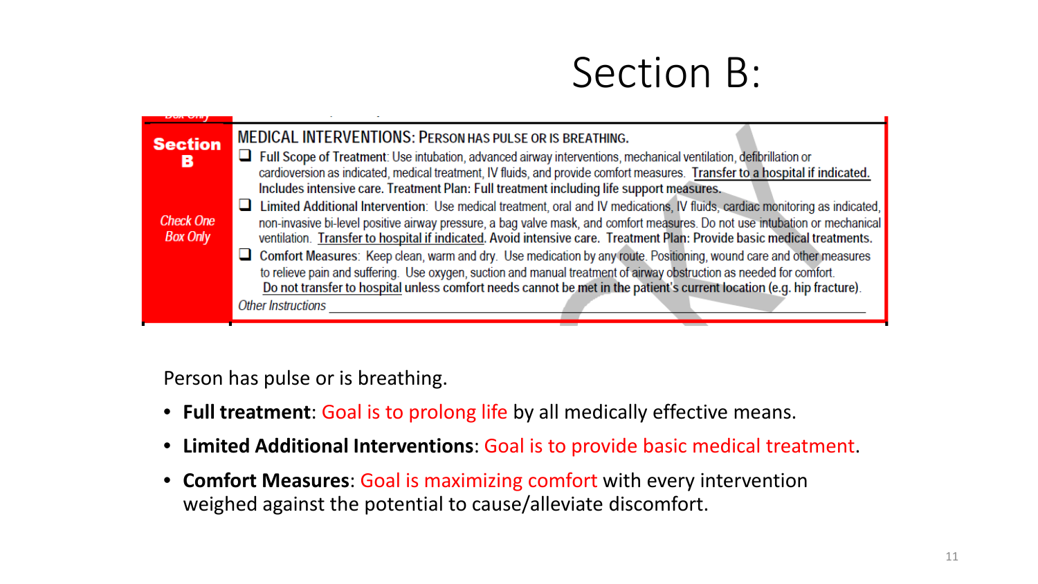# Section B:

| **Section B**<br><br>*Check One Box Only* | MEDICAL INTERVENTIONS: PERSON HAS PULSE OR IS BREATHING.<br>☐ Full Scope of Treatment: Use intubation, advanced airway interventions, mechanical ventilation, defibrillation or cardioversion as indicated, medical treatment, IV fluids, and provide comfort measures. Transfer to a hospital if indicated. Includes intensive care. Treatment Plan: Full treatment including life support measures.<br>☐ Limited Additional Intervention: Use medical treatment, oral and IV medications, IV fluids, cardiac monitoring as indicated, non-invasive bi-level positive airway pressure, a bag valve mask, and comfort measures. Do not use intubation or mechanical ventilation. Transfer to hospital if indicated. Avoid intensive care. Treatment Plan: Provide basic medical treatments.<br>☐ Comfort Measures: Keep clean, warm and dry. Use medication by any route. Positioning, wound care and other measures to relieve pain and suffering. Use oxygen, suction and manual treatment of airway obstruction as needed for comfort. Do not transfer to hospital unless comfort needs cannot be met in the patient's current location (e.g. hip fracture).<br>*Other Instructions* ____________________ |
|---|---|

Person has pulse or is breathing.

- **Full treatment**: Goal is to prolong life by all medically effective means.
- **Limited Additional Interventions**: Goal is to provide basic medical treatment.
- **Comfort Measures**: Goal is maximizing comfort with every intervention weighed against the potential to cause/alleviate discomfort.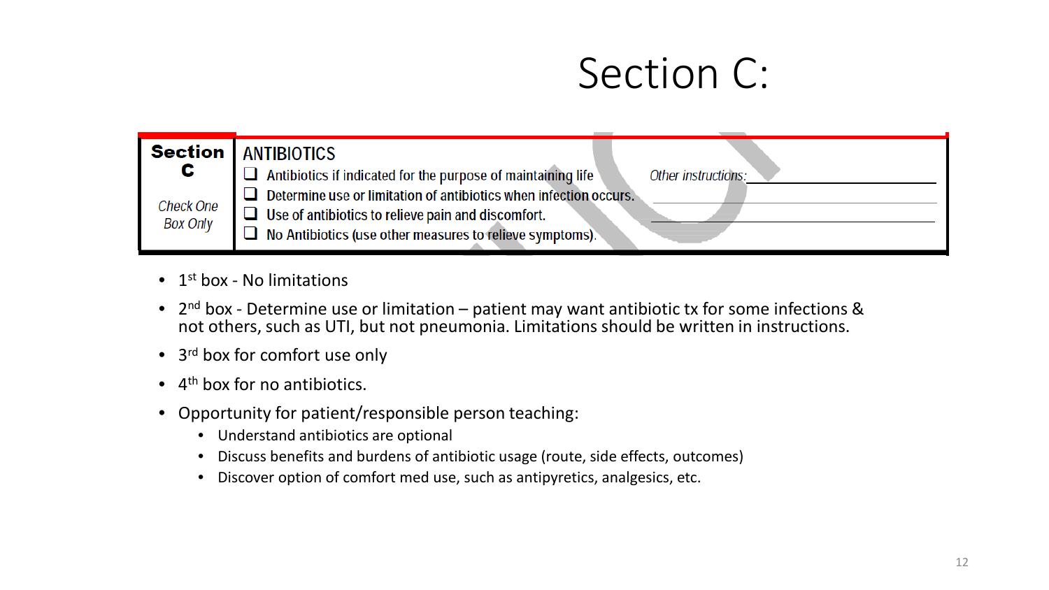# Section C:

| **Section C** *Check One Box Only* | ANTIBIOTICS | |
|---|---|---|
| | ❑ Antibiotics if indicated for the purpose of maintaining life | *Other instructions:* ________________ |
| | ❑ Determine use or limitation of antibiotics when infection occurs. | ________________ |
| | ❑ Use of antibiotics to relieve pain and discomfort. | ________________ |
| | ❑ No Antibiotics (use other measures to relieve symptoms). | |

- 1st box - No limitations
- 2nd box - Determine use or limitation – patient may want antibiotic tx for some infections & not others, such as UTI, but not pneumonia. Limitations should be written in instructions.
- 3rd box for comfort use only
- 4th box for no antibiotics.
- Opportunity for patient/responsible person teaching:
  - Understand antibiotics are optional
  - Discuss benefits and burdens of antibiotic usage (route, side effects, outcomes)
  - Discover option of comfort med use, such as antipyretics, analgesics, etc.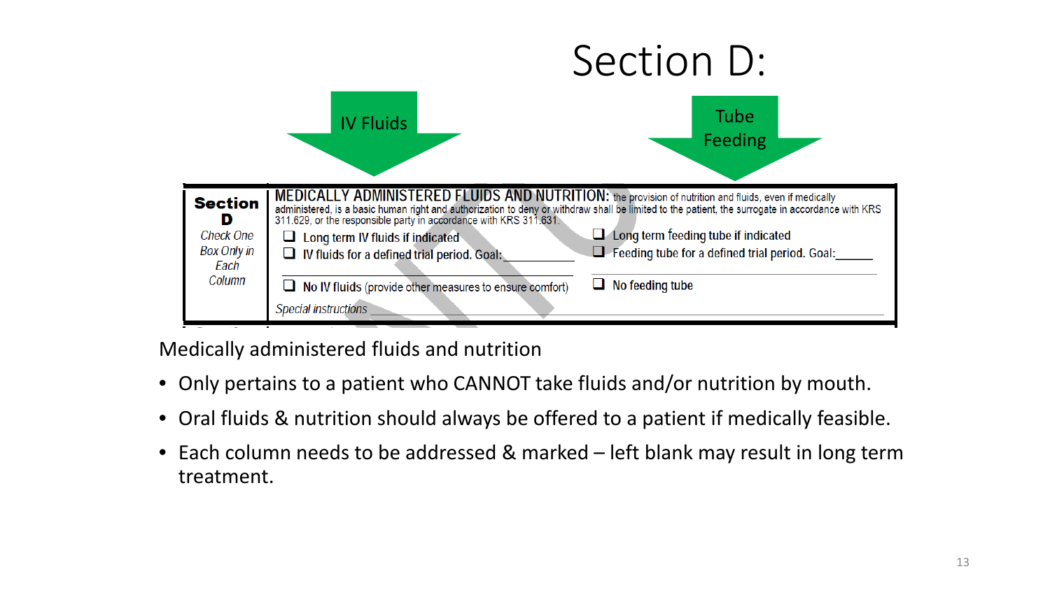# Section D:

IV Fluids

Tube Feeding

| Section D<br>*Check One Box Only in Each Column* | MEDICALLY ADMINISTERED FLUIDS AND NUTRITION: the provision of nutrition and fluids, even if medically administered, is a basic human right and authorization to deny or withdraw shall be limited to the patient, the surrogate in accordance with KRS 311.629, or the responsible party in accordance with KRS 311.631. | |
|---|---|---|
| | ❑ Long term IV fluids if indicated<br>❑ IV fluids for a defined trial period. Goal:\_\_\_\_\_\_ | ❑ Long term feeding tube if indicated<br>❑ Feeding tube for a defined trial period. Goal:\_\_\_\_\_\_ |
| | ❑ No IV fluids (provide other measures to ensure comfort) | ❑ No feeding tube |
| | *Special instructions* | |

Medically administered fluids and nutrition

- Only pertains to a patient who CANNOT take fluids and/or nutrition by mouth.
- Oral fluids & nutrition should always be offered to a patient if medically feasible.
- Each column needs to be addressed & marked – left blank may result in long term treatment.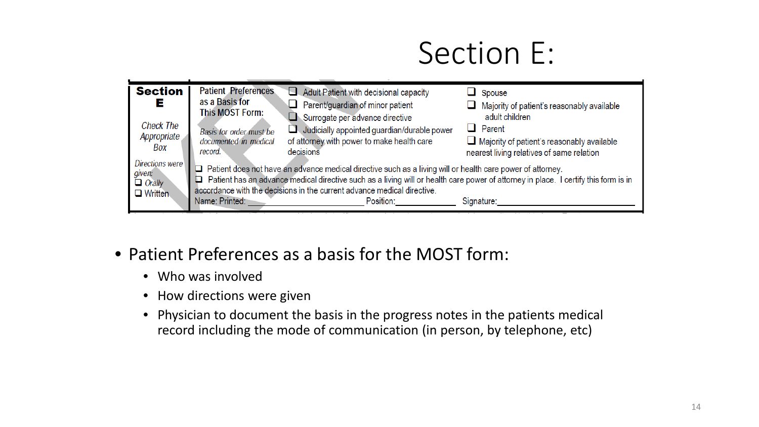# Section E:

| Section E<br><br>*Check The Appropriate Box* | Patient Preferences as a Basis for This MOST Form:<br><br>*Basis for order must be documented in medical record.* | ❑ Adult Patient with decisional capacity<br>❑ Parent/guardian of minor patient<br>❑ Surrogate per advance directive<br>❑ Judicially appointed guardian/durable power of attorney with power to make health care decisions | ❑ Spouse<br>❑ Majority of patient's reasonably available adult children<br>❑ Parent<br>❑ Majority of patient's reasonably available nearest living relatives of same relation |
|---|---|---|---|
| *Directions were given:*<br>❑ *Orally*<br>❑ Written | ❑ Patient does not have an advance medical directive such as a living will or health care power of attorney.<br>❑ Patient has an advance medical directive such as a living will or health care power of attorney in place. I certify this form is in accordance with the decisions in the current advance medical directive.<br>Name: Printed: ____________ Position: ____________ Signature: ____________ | | |

- Patient Preferences as a basis for the MOST form:
  - Who was involved
  - How directions were given
  - Physician to document the basis in the progress notes in the patients medical record including the mode of communication (in person, by telephone, etc)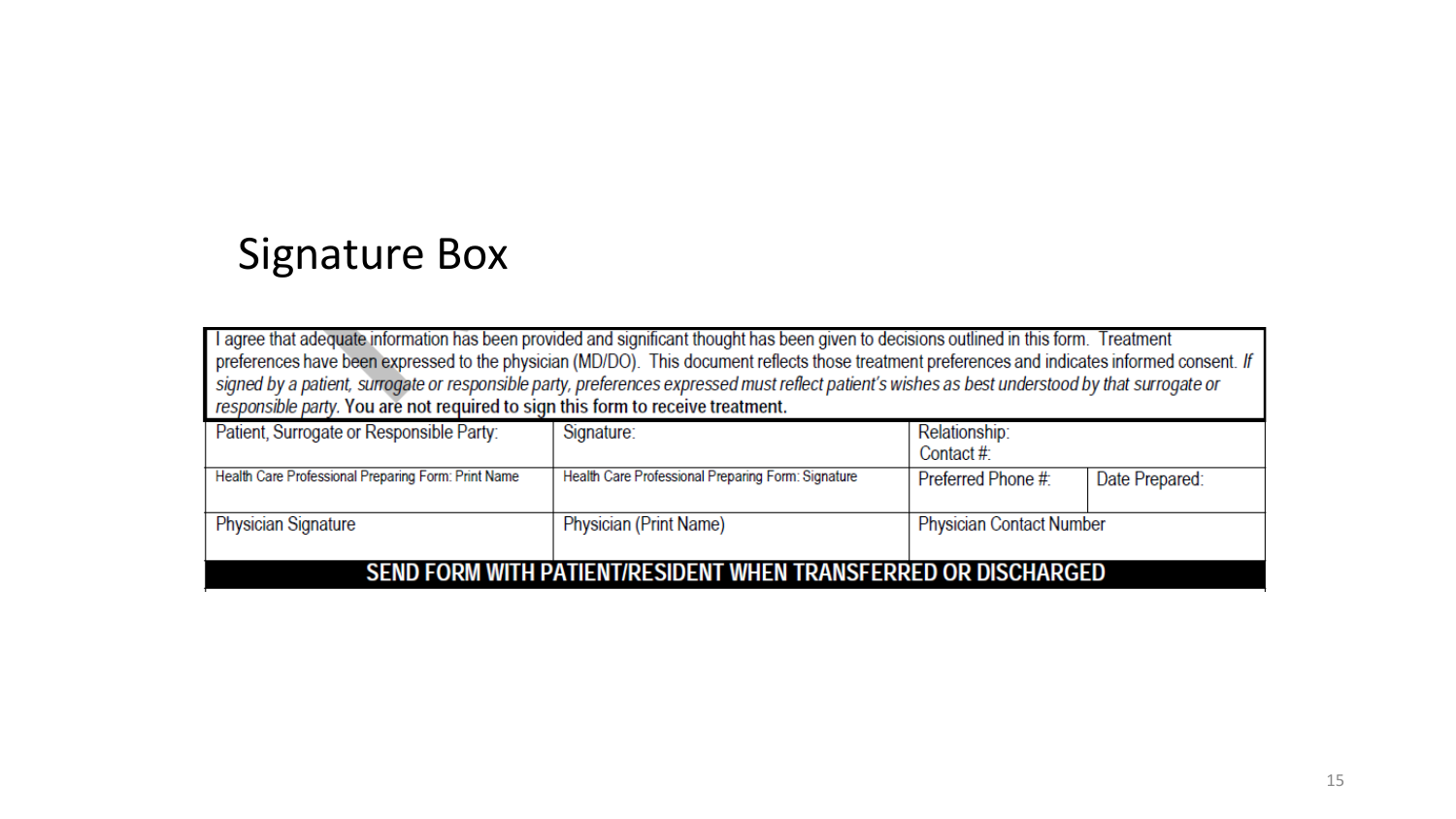## Signature Box

I agree that adequate information has been provided and significant thought has been given to decisions outlined in this form. Treatment preferences have been expressed to the physician (MD/DO). This document reflects those treatment preferences and indicates informed consent. *If signed by a patient, surrogate or responsible party, preferences expressed must reflect patient's wishes as best understood by that surrogate or responsible party.* **You are not required to sign this form to receive treatment.**

| | | | |
|---|---|---|---|
| Patient, Surrogate or Responsible Party: | Signature: | Relationship:<br>Contact #: | |
| Health Care Professional Preparing Form: Print Name | Health Care Professional Preparing Form: Signature | Preferred Phone #: | Date Prepared: |
| Physician Signature | Physician (Print Name) | Physician Contact Number | |

**SEND FORM WITH PATIENT/RESIDENT WHEN TRANSFERRED OR DISCHARGED**